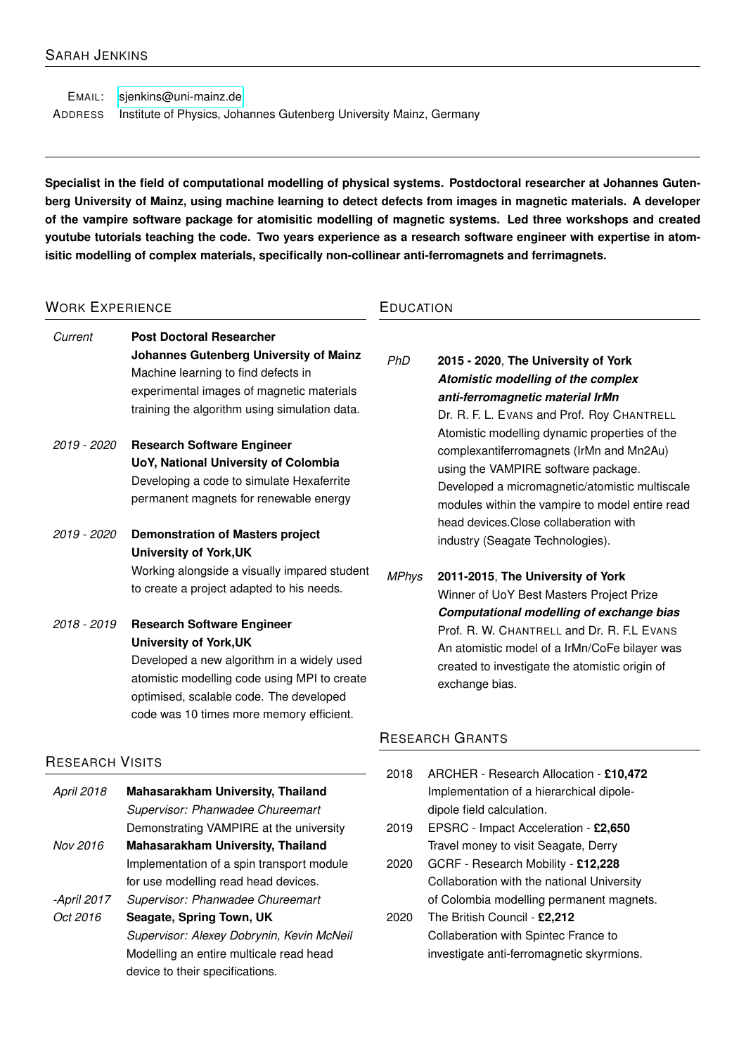# Sarah Jenkins

**Email:** sjenkins@uni-mainz.de
**Address** Institute of Physics, Johannes Gutenberg University Mainz, Germany

**Specialist in the field of computational modelling of physical systems. Postdoctoral researcher at Johannes Gutenberg University of Mainz, using machine learning to detect defects from images in magnetic materials. A developer of the vampire software package for atomisitic modelling of magnetic systems. Led three workshops and created youtube tutorials teaching the code. Two years experience as a research software engineer with expertise in atomisitic modelling of complex materials, specifically non-collinear anti-ferromagnets and ferrimagnets.**

## Work Experience

*Current* — **Post Doctoral Researcher**
**Johannes Gutenberg University of Mainz**
Machine learning to find defects in experimental images of magnetic materials training the algorithm using simulation data.

*2019 - 2020* — **Research Software Engineer**
**UoY, National University of Colombia**
Developing a code to simulate Hexaferrite permanent magnets for renewable energy

*2019 - 2020* — **Demonstration of Masters project**
**University of York,UK**
Working alongside a visually impared student to create a project adapted to his needs.

*2018 - 2019* — **Research Software Engineer**
**University of York,UK**
Developed a new algorithm in a widely used atomistic modelling code using MPI to create optimised, scalable code. The developed code was 10 times more memory efficient.

## Research Visits

*April 2018* — **Mahasarakham University, Thailand**
*Supervisor: Phanwadee Chureemart*
Demonstrating VAMPIRE at the university

*Nov 2016 -April 2017* — **Mahasarakham University, Thailand**
Implementation of a spin transport module for use modelling read head devices.
*Supervisor: Phanwadee Chureemart*

*Oct 2016* — **Seagate, Spring Town, UK**
*Supervisor: Alexey Dobrynin, Kevin McNeil*
Modelling an entire multicale read head device to their specifications.

## Education

*PhD* — **2015 - 2020**, **The University of York**
***Atomistic modelling of the complex anti-ferromagnetic material IrMn***
Dr. R. F. L. Evans and Prof. Roy Chantrell
Atomistic modelling dynamic properties of the complexantiferromagnets (IrMn and Mn2Au) using the VAMPIRE software package. Developed a micromagnetic/atomistic multiscale modules within the vampire to model entire read head devices.Close collaberation with industry (Seagate Technologies).

*MPhys* — **2011-2015**, **The University of York**
Winner of UoY Best Masters Project Prize
***Computational modelling of exchange bias***
Prof. R. W. Chantrell and Dr. R. F.L Evans
An atomistic model of a IrMn/CoFe bilayer was created to investigate the atomistic origin of exchange bias.

## Research Grants

2018 — ARCHER - Research Allocation - **£10,472**
Implementation of a hierarchical dipole-dipole field calculation.

2019 — EPSRC - Impact Acceleration - **£2,650**
Travel money to visit Seagate, Derry

2020 — GCRF - Research Mobility - **£12,228**
Collaboration with the national University of Colombia modelling permanent magnets.

2020 — The British Council - **£2,212**
Collaboration with Spintec France to investigate anti-ferromagnetic skyrmions.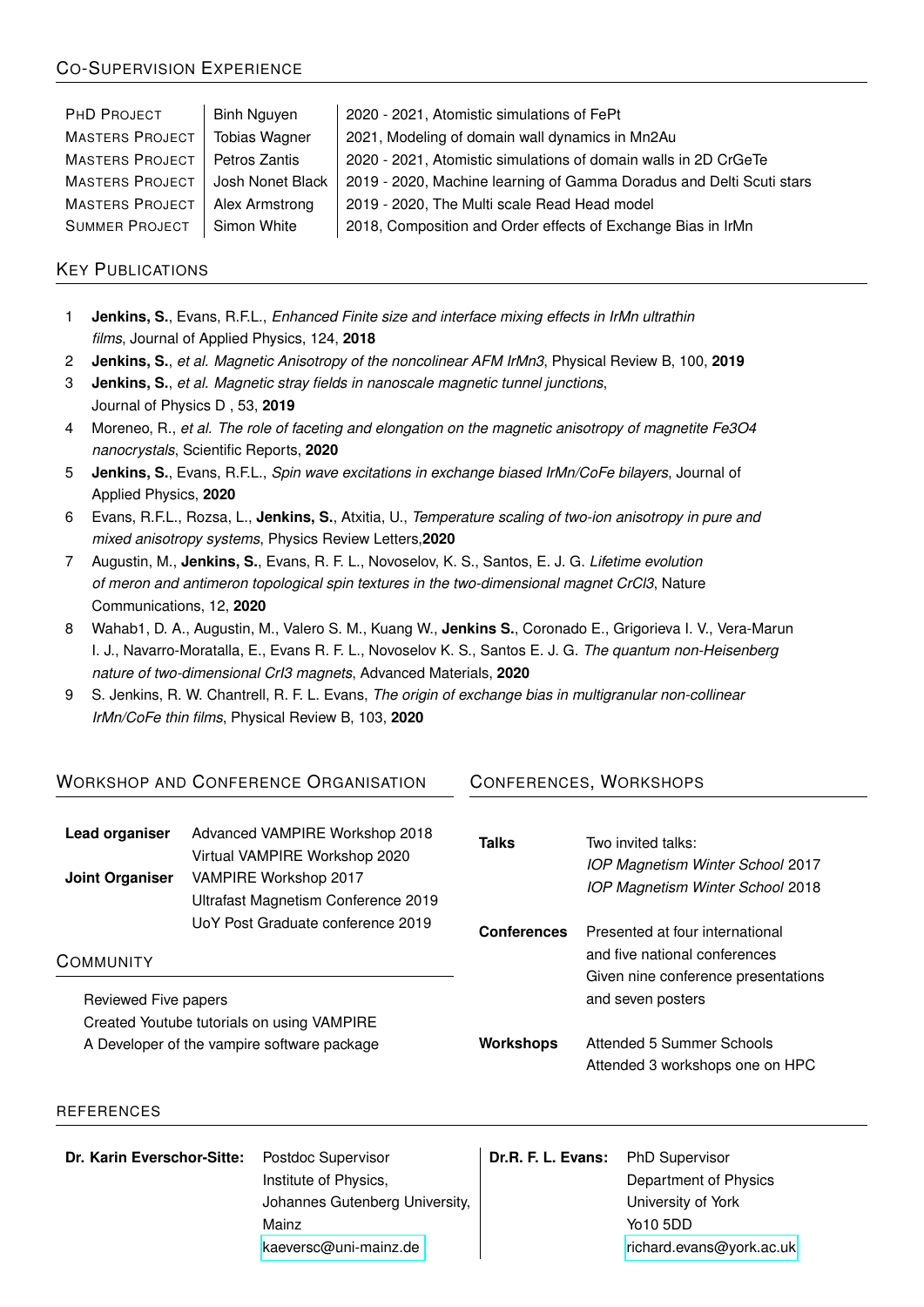## Co-Supervision Experience

| | | |
|---|---|---|
| PhD Project | Binh Nguyen | 2020 - 2021, Atomistic simulations of FePt |
| Masters Project | Tobias Wagner | 2021, Modeling of domain wall dynamics in Mn2Au |
| Masters Project | Petros Zantis | 2020 - 2021, Atomistic simulations of domain walls in 2D CrGeTe |
| Masters Project | Josh Nonet Black | 2019 - 2020, Machine learning of Gamma Doradus and Delti Scuti stars |
| Masters Project | Alex Armstrong | 2019 - 2020, The Multi scale Read Head model |
| Summer Project | Simon White | 2018, Composition and Order effects of Exchange Bias in IrMn |

## Key Publications

1. **Jenkins, S.**, Evans, R.F.L., *Enhanced Finite size and interface mixing effects in IrMn ultrathin films*, Journal of Applied Physics, 124, **2018**
2. **Jenkins, S.**, *et al. Magnetic Anisotropy of the noncolinear AFM IrMn3*, Physical Review B, 100, **2019**
3. **Jenkins, S.**, *et al. Magnetic stray fields in nanoscale magnetic tunnel junctions*, Journal of Physics D , 53, **2019**
4. Moreneo, R., *et al. The role of faceting and elongation on the magnetic anisotropy of magnetite Fe3O4 nanocrystals*, Scientific Reports, **2020**
5. **Jenkins, S.**, Evans, R.F.L., *Spin wave excitations in exchange biased IrMn/CoFe bilayers*, Journal of Applied Physics, **2020**
6. Evans, R.F.L., Rozsa, L., **Jenkins, S.**, Atxitia, U., *Temperature scaling of two-ion anisotropy in pure and mixed anisotropy systems*, Physics Review Letters,**2020**
7. Augustin, M., **Jenkins, S.**, Evans, R. F. L., Novoselov, K. S., Santos, E. J. G. *Lifetime evolution of meron and antimeron topological spin textures in the two-dimensional magnet CrCl3*, Nature Communications, 12, **2020**
8. Wahab1, D. A., Augustin, M., Valero S. M., Kuang W., **Jenkins S.**, Coronado E., Grigorieva I. V., Vera-Marun I. J., Navarro-Moratalla, E., Evans R. F. L., Novoselov K. S., Santos E. J. G. *The quantum non-Heisenberg nature of two-dimensional CrI3 magnets*, Advanced Materials, **2020**
9. S. Jenkins, R. W. Chantrell, R. F. L. Evans, *The origin of exchange bias in multigranular non-collinear IrMn/CoFe thin films*, Physical Review B, 103, **2020**

## Workshop and Conference Organisation

| | |
|---|---|
| **Lead organiser** | Advanced VAMPIRE Workshop 2018<br>Virtual VAMPIRE Workshop 2020 |
| **Joint Organiser** | VAMPIRE Workshop 2017<br>Ultrafast Magnetism Conference 2019<br>UoY Post Graduate conference 2019 |

## Community

Reviewed Five papers
Created Youtube tutorials on using VAMPIRE
A Developer of the vampire software package

## Conferences, Workshops

| | |
|---|---|
| **Talks** | Two invited talks:<br>*IOP Magnetism Winter School* 2017<br>*IOP Magnetism Winter School* 2018 |
| **Conferences** | Presented at four international and five national conferences<br>Given nine conference presentations and seven posters |
| **Workshops** | Attended 5 Summer Schools<br>Attended 3 workshops one on HPC |

## References

| | |
|---|---|
| **Dr. Karin Everschor-Sitte:** | Postdoc Supervisor<br>Institute of Physics,<br>Johannes Gutenberg University,<br>Mainz<br>kaeversc@uni-mainz.de |
| **Dr.R. F. L. Evans:** | PhD Supervisor<br>Department of Physics<br>University of York<br>Yo10 5DD<br>richard.evans@york.ac.uk |